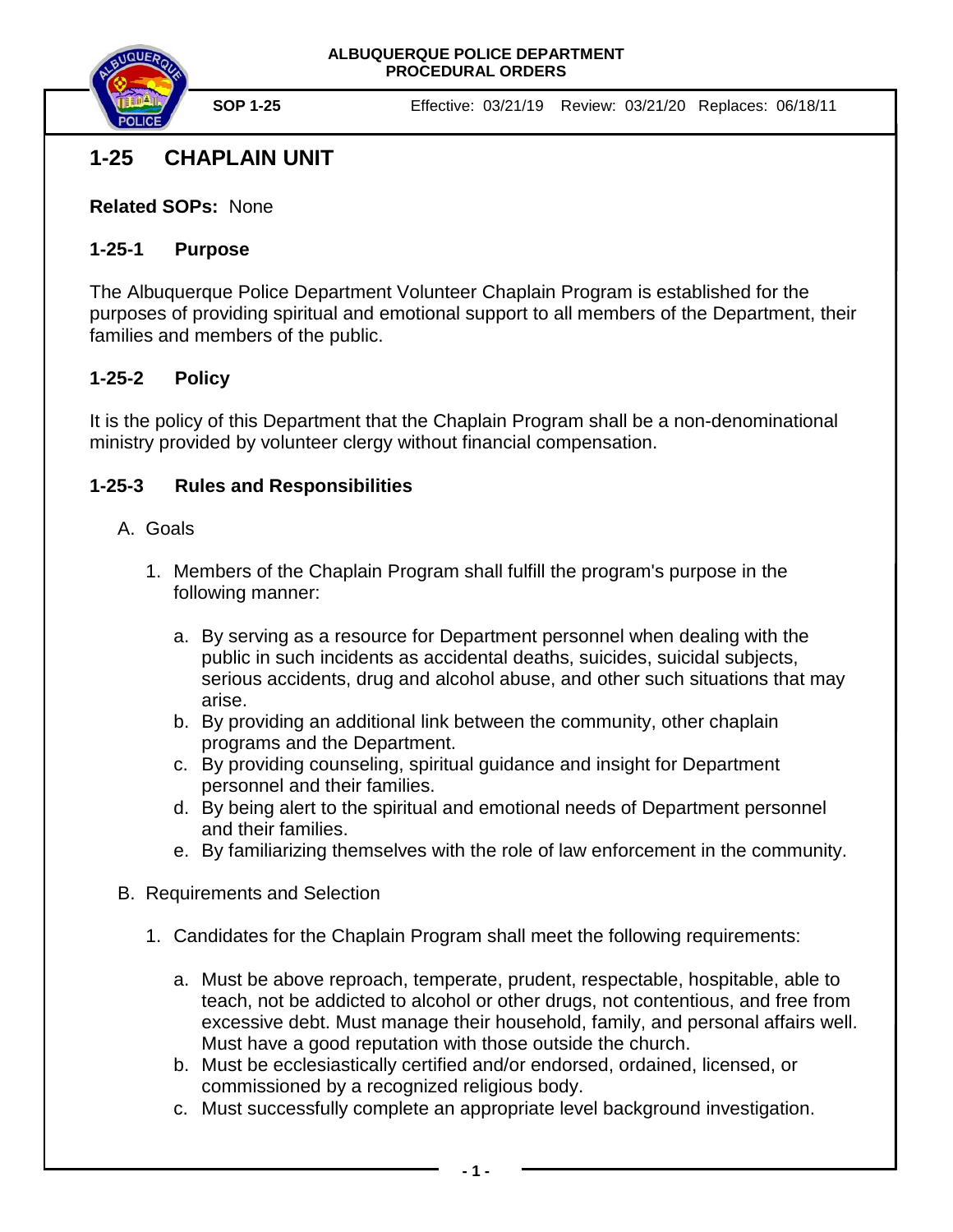**ALBUQUERQUE POLICE DEPARTMENT**
**PROCEDURAL ORDERS**

**SOP 1-25** Effective: 03/21/19 Review: 03/21/20 Replaces: 06/18/11

# 1-25 CHAPLAIN UNIT

**Related SOPs:** None

## 1-25-1 Purpose

The Albuquerque Police Department Volunteer Chaplain Program is established for the purposes of providing spiritual and emotional support to all members of the Department, their families and members of the public.

## 1-25-2 Policy

It is the policy of this Department that the Chaplain Program shall be a non-denominational ministry provided by volunteer clergy without financial compensation.

## 1-25-3 Rules and Responsibilities

A. Goals

1. Members of the Chaplain Program shall fulfill the program's purpose in the following manner:

    a. By serving as a resource for Department personnel when dealing with the public in such incidents as accidental deaths, suicides, suicidal subjects, serious accidents, drug and alcohol abuse, and other such situations that may arise.
    
    b. By providing an additional link between the community, other chaplain programs and the Department.
    
    c. By providing counseling, spiritual guidance and insight for Department personnel and their families.
    
    d. By being alert to the spiritual and emotional needs of Department personnel and their families.
    
    e. By familiarizing themselves with the role of law enforcement in the community.

B. Requirements and Selection

1. Candidates for the Chaplain Program shall meet the following requirements:

    a. Must be above reproach, temperate, prudent, respectable, hospitable, able to teach, not be addicted to alcohol or other drugs, not contentious, and free from excessive debt. Must manage their household, family, and personal affairs well. Must have a good reputation with those outside the church.
    
    b. Must be ecclesiastically certified and/or endorsed, ordained, licensed, or commissioned by a recognized religious body.
    
    c. Must successfully complete an appropriate level background investigation.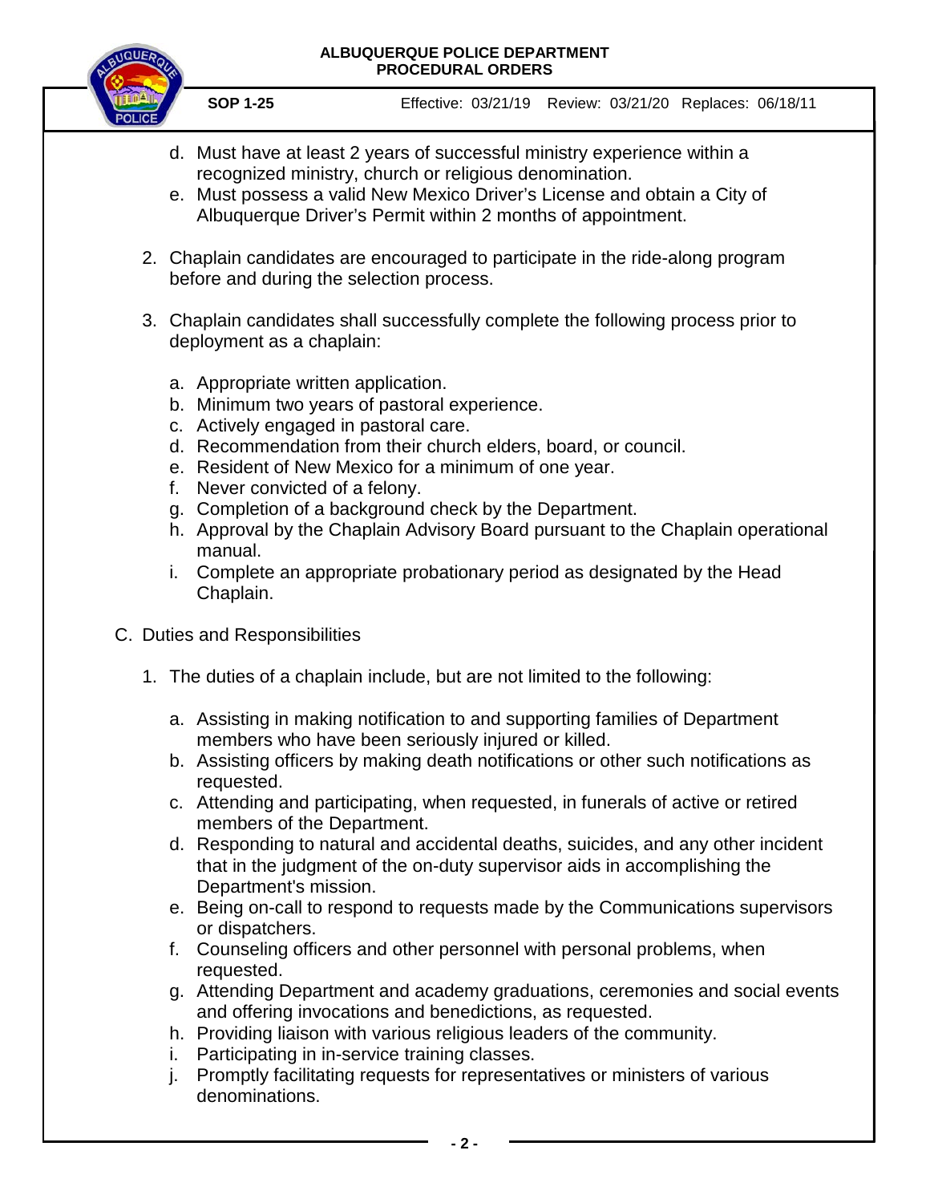d. Must have at least 2 years of successful ministry experience within a recognized ministry, church or religious denomination.
e. Must possess a valid New Mexico Driver's License and obtain a City of Albuquerque Driver's Permit within 2 months of appointment.

2. Chaplain candidates are encouraged to participate in the ride-along program before and during the selection process.

3. Chaplain candidates shall successfully complete the following process prior to deployment as a chaplain:

   a. Appropriate written application.
   b. Minimum two years of pastoral experience.
   c. Actively engaged in pastoral care.
   d. Recommendation from their church elders, board, or council.
   e. Resident of New Mexico for a minimum of one year.
   f. Never convicted of a felony.
   g. Completion of a background check by the Department.
   h. Approval by the Chaplain Advisory Board pursuant to the Chaplain operational manual.
   i. Complete an appropriate probationary period as designated by the Head Chaplain.

C. Duties and Responsibilities

1. The duties of a chaplain include, but are not limited to the following:

   a. Assisting in making notification to and supporting families of Department members who have been seriously injured or killed.
   b. Assisting officers by making death notifications or other such notifications as requested.
   c. Attending and participating, when requested, in funerals of active or retired members of the Department.
   d. Responding to natural and accidental deaths, suicides, and any other incident that in the judgment of the on-duty supervisor aids in accomplishing the Department's mission.
   e. Being on-call to respond to requests made by the Communications supervisors or dispatchers.
   f. Counseling officers and other personnel with personal problems, when requested.
   g. Attending Department and academy graduations, ceremonies and social events and offering invocations and benedictions, as requested.
   h. Providing liaison with various religious leaders of the community.
   i. Participating in in-service training classes.
   j. Promptly facilitating requests for representatives or ministers of various denominations.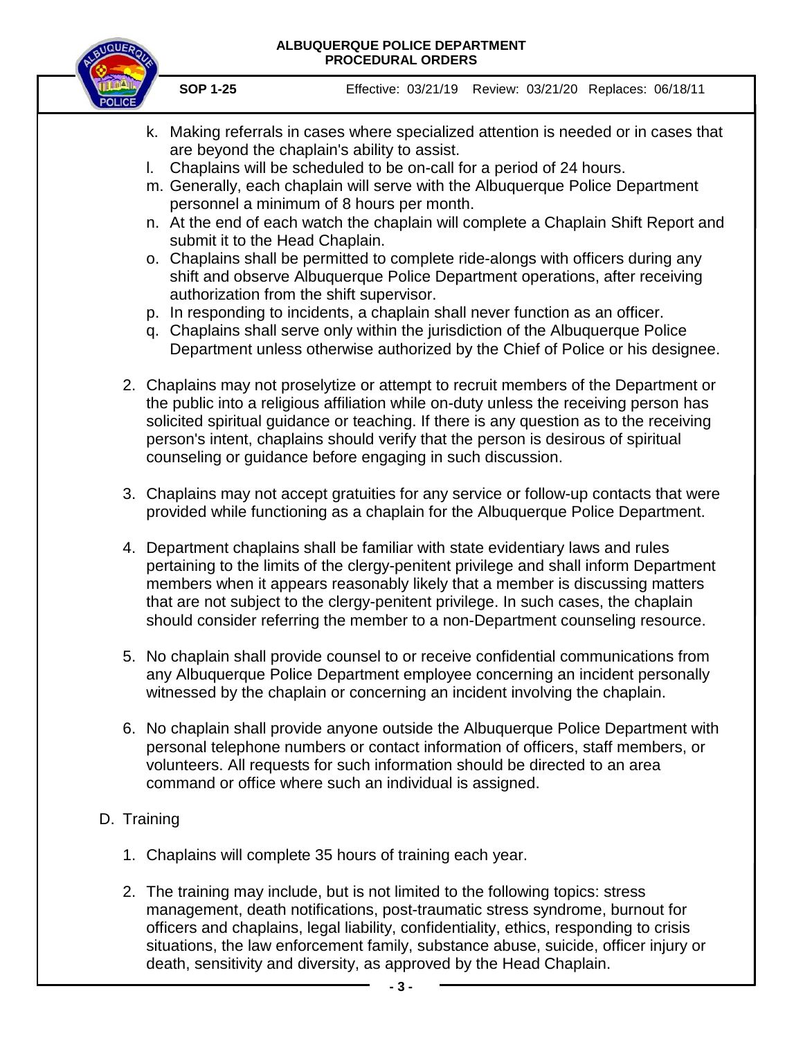k. Making referrals in cases where specialized attention is needed or in cases that are beyond the chaplain's ability to assist.
l. Chaplains will be scheduled to be on-call for a period of 24 hours.
m. Generally, each chaplain will serve with the Albuquerque Police Department personnel a minimum of 8 hours per month.
n. At the end of each watch the chaplain will complete a Chaplain Shift Report and submit it to the Head Chaplain.
o. Chaplains shall be permitted to complete ride-alongs with officers during any shift and observe Albuquerque Police Department operations, after receiving authorization from the shift supervisor.
p. In responding to incidents, a chaplain shall never function as an officer.
q. Chaplains shall serve only within the jurisdiction of the Albuquerque Police Department unless otherwise authorized by the Chief of Police or his designee.

2. Chaplains may not proselytize or attempt to recruit members of the Department or the public into a religious affiliation while on-duty unless the receiving person has solicited spiritual guidance or teaching. If there is any question as to the receiving person's intent, chaplains should verify that the person is desirous of spiritual counseling or guidance before engaging in such discussion.

3. Chaplains may not accept gratuities for any service or follow-up contacts that were provided while functioning as a chaplain for the Albuquerque Police Department.

4. Department chaplains shall be familiar with state evidentiary laws and rules pertaining to the limits of the clergy-penitent privilege and shall inform Department members when it appears reasonably likely that a member is discussing matters that are not subject to the clergy-penitent privilege. In such cases, the chaplain should consider referring the member to a non-Department counseling resource.

5. No chaplain shall provide counsel to or receive confidential communications from any Albuquerque Police Department employee concerning an incident personally witnessed by the chaplain or concerning an incident involving the chaplain.

6. No chaplain shall provide anyone outside the Albuquerque Police Department with personal telephone numbers or contact information of officers, staff members, or volunteers. All requests for such information should be directed to an area command or office where such an individual is assigned.

D. Training

1. Chaplains will complete 35 hours of training each year.

2. The training may include, but is not limited to the following topics: stress management, death notifications, post-traumatic stress syndrome, burnout for officers and chaplains, legal liability, confidentiality, ethics, responding to crisis situations, the law enforcement family, substance abuse, suicide, officer injury or death, sensitivity and diversity, as approved by the Head Chaplain.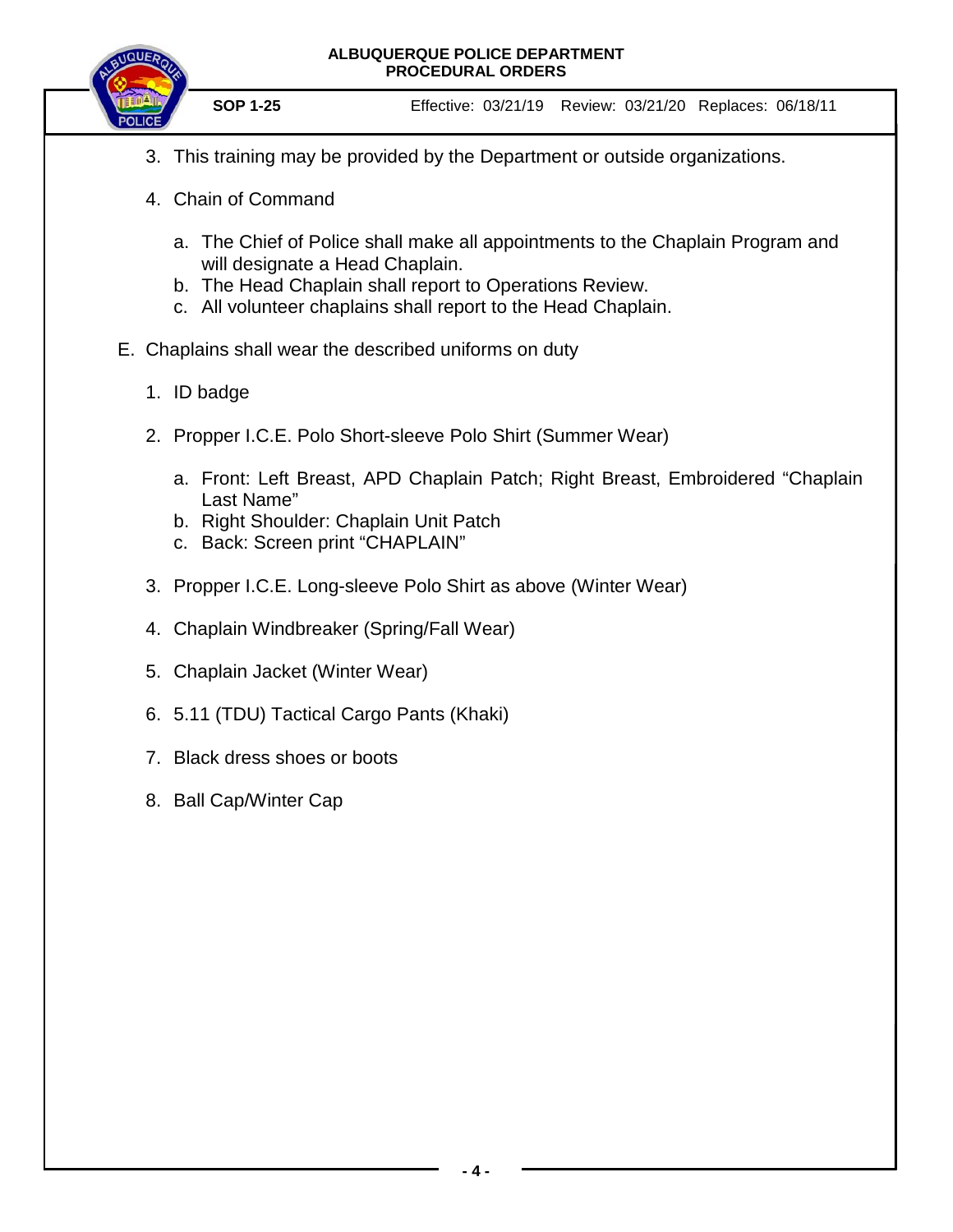3. This training may be provided by the Department or outside organizations.

4. Chain of Command

   a. The Chief of Police shall make all appointments to the Chaplain Program and will designate a Head Chaplain.
   b. The Head Chaplain shall report to Operations Review.
   c. All volunteer chaplains shall report to the Head Chaplain.

E. Chaplains shall wear the described uniforms on duty

1. ID badge

2. Propper I.C.E. Polo Short-sleeve Polo Shirt (Summer Wear)

   a. Front: Left Breast, APD Chaplain Patch; Right Breast, Embroidered "Chaplain Last Name"
   b. Right Shoulder: Chaplain Unit Patch
   c. Back: Screen print "CHAPLAIN"

3. Propper I.C.E. Long-sleeve Polo Shirt as above (Winter Wear)

4. Chaplain Windbreaker (Spring/Fall Wear)

5. Chaplain Jacket (Winter Wear)

6. 5.11 (TDU) Tactical Cargo Pants (Khaki)

7. Black dress shoes or boots

8. Ball Cap/Winter Cap